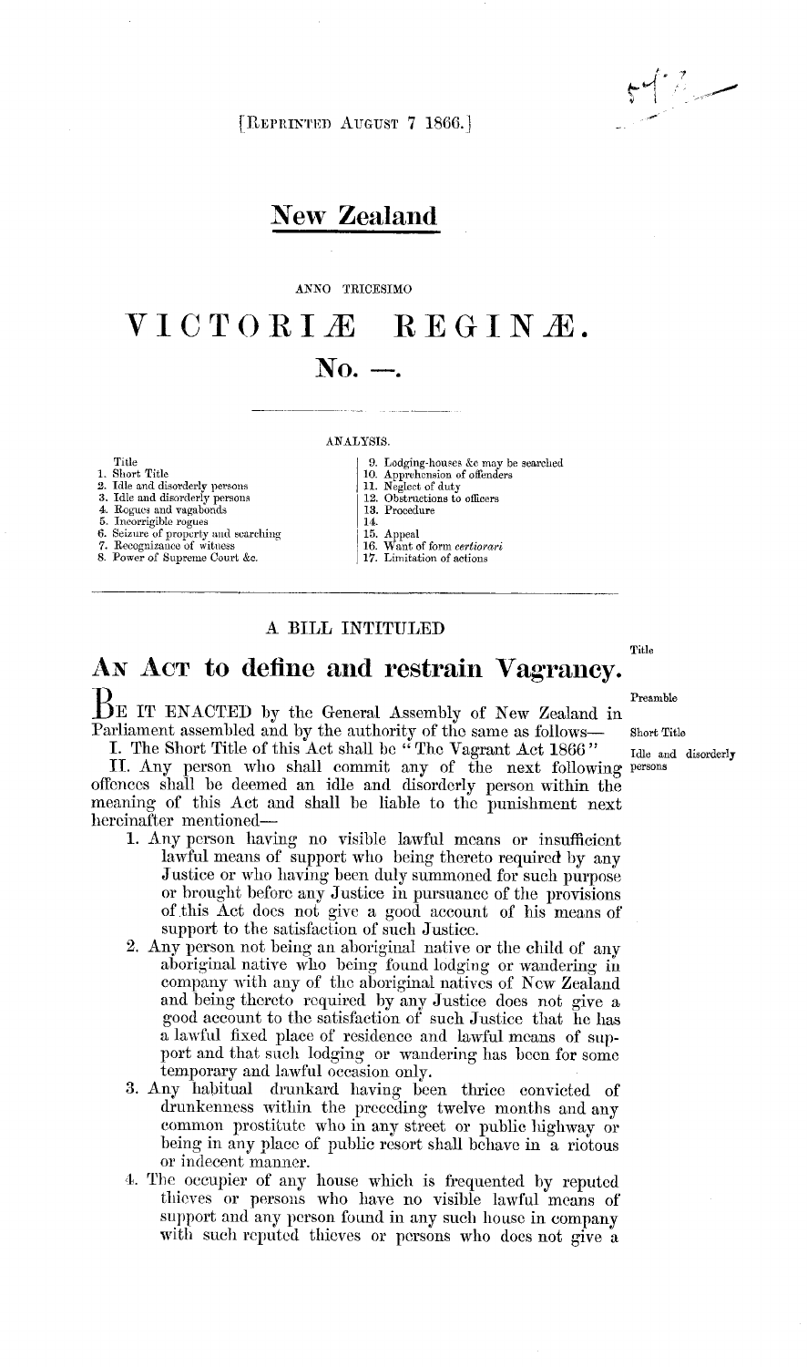[REPRINTED AUGUST 7 1866.]

# New Zealand

ANNO TRICESIMO

# VICTORIÆ REGINÆ.

## No. —.

ANALYSIS.

| | |
|---|---|
| Title | 9. Lodging-houses &c may be searched |
| 1. Short Title | 10. Apprehension of offenders |
| 2. Idle and disorderly persons | 11. Neglect of duty |
| 3. Idle and disorderly persons | 12. Obstructions to officers |
| 4. Rogues and vagabonds | 13. Procedure |
| 5. Incorrigible rogues | 14. |
| 6. Seizure of property and searching | 15. Appeal |
| 7. Recognizance of witness | 16. Want of form *certiorari* |
| 8. Power of Supreme Court &c. | 17. Limitation of actions |

A BILL INTITULED

## AN ACT to define and restrain Vagrancy.

*Title*

*Preamble*

BE IT ENACTED by the General Assembly of New Zealand in Parliament assembled and by the authority of the same as follows—

*Short Title*

I. The Short Title of this Act shall be "The Vagrant Act 1866"

*Idle and disorderly persons*

II. Any person who shall commit any of the next following offences shall be deemed an idle and disorderly person within the meaning of this Act and shall be liable to the punishment next hereinafter mentioned—

1. Any person having no visible lawful means or insufficient lawful means of support who being thereto required by any Justice or who having been duly summoned for such purpose or brought before any Justice in pursuance of the provisions of this Act does not give a good account of his means of support to the satisfaction of such Justice.
2. Any person not being an aboriginal native or the child of any aboriginal native who being found lodging or wandering in company with any of the aboriginal natives of New Zealand and being thereto required by any Justice does not give a good account to the satisfaction of such Justice that he has a lawful fixed place of residence and lawful means of support and that such lodging or wandering has been for some temporary and lawful occasion only.
3. Any habitual drunkard having been thrice convicted of drunkenness within the preceding twelve months and any common prostitute who in any street or public highway or being in any place of public resort shall behave in a riotous or indecent manner.
4. The occupier of any house which is frequented by reputed thieves or persons who have no visible lawful means of support and any person found in any such house in company with such reputed thieves or persons who does not give a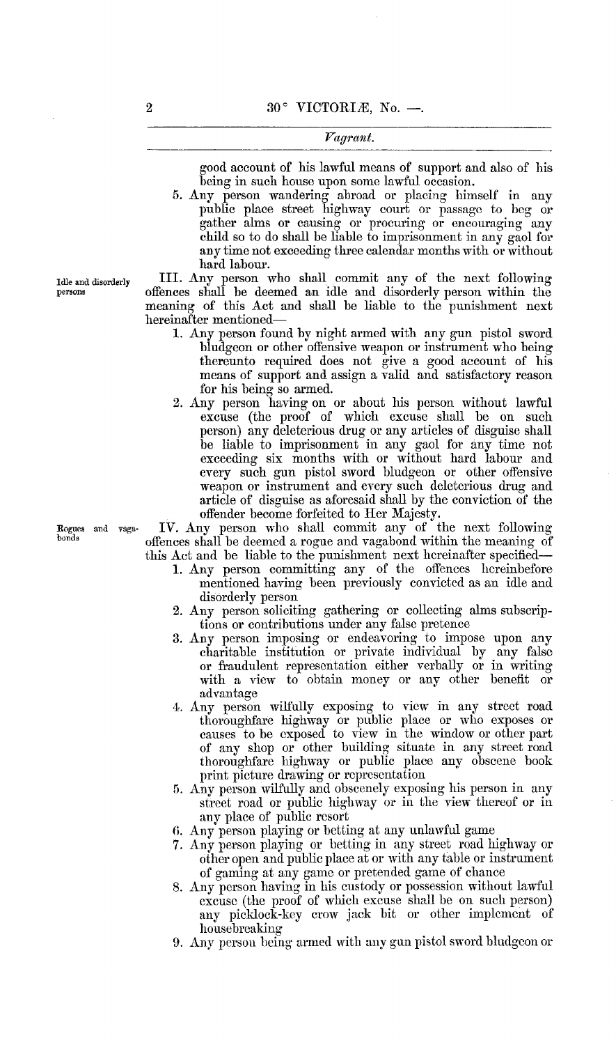good account of his lawful means of support and also of his being in such house upon some lawful occasion.

5. Any person wandering abroad or placing himself in any public place street highway court or passage to beg or gather alms or causing or procuring or encouraging any child so to do shall be liable to imprisonment in any gaol for any time not exceeding three calendar months with or without hard labour.

*Idle and disorderly persons*

III. Any person who shall commit any of the next following offences shall be deemed an idle and disorderly person within the meaning of this Act and shall be liable to the punishment next hereinafter mentioned—

1. Any person found by night armed with any gun pistol sword bludgeon or other offensive weapon or instrument who being thereunto required does not give a good account of his means of support and assign a valid and satisfactory reason for his being so armed.
2. Any person having on or about his person without lawful excuse (the proof of which excuse shall be on such person) any deleterious drug or any articles of disguise shall be liable to imprisonment in any gaol for any time not exceeding six months with or without hard labour and every such gun pistol sword bludgeon or other offensive weapon or instrument and every such deleterious drug and article of disguise as aforesaid shall by the conviction of the offender become forfeited to Her Majesty.

*Rogues and vagabonds*

IV. Any person who shall commit any of the next following offences shall be deemed a rogue and vagabond within the meaning of this Act and be liable to the punishment next hereinafter specified—

1. Any person committing any of the offences hereinbefore mentioned having been previously convicted as an idle and disorderly person
2. Any person soliciting gathering or collecting alms subscriptions or contributions under any false pretence
3. Any person imposing or endeavoring to impose upon any charitable institution or private individual by any false or fraudulent representation either verbally or in writing with a view to obtain money or any other benefit or advantage
4. Any person wilfully exposing to view in any street road thoroughfare highway or public place or who exposes or causes to be exposed to view in the window or other part of any shop or other building situate in any street road thoroughfare highway or public place any obscene book print picture drawing or representation
5. Any person wilfully and obscenely exposing his person in any street road or public highway or in the view thereof or in any place of public resort
6. Any person playing or betting at any unlawful game
7. Any person playing or betting in any street road highway or other open and public place at or with any table or instrument of gaming at any game or pretended game of chance
8. Any person having in his custody or possession without lawful excuse (the proof of which excuse shall be on such person) any picklock-key crow jack bit or other implement of housebreaking
9. Any person being armed with any gun pistol sword bludgeon or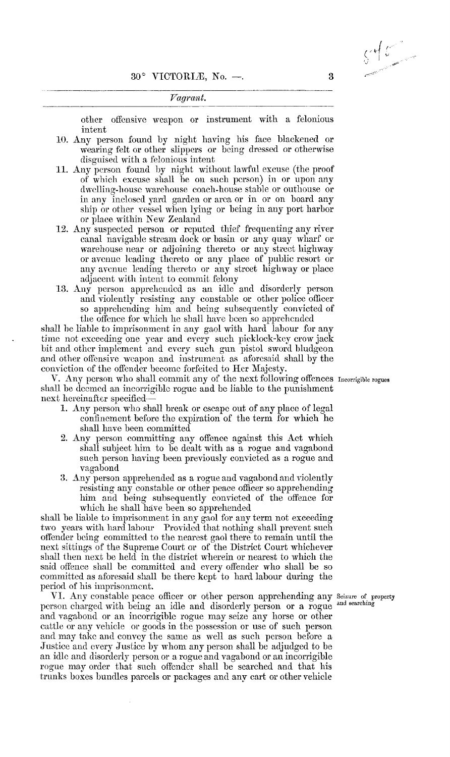other offensive weapon or instrument with a felonious intent

10. Any person found by night having his face blackened or wearing felt or other slippers or being dressed or otherwise disguised with a felonious intent
11. Any person found by night without lawful excuse (the proof of which excuse shall be on such person) in or upon any dwelling-house warehouse coach-house stable or outhouse or in any inclosed yard garden or area or in or on board any ship or other vessel when lying or being in any port harbor or place within New Zealand
12. Any suspected person or reputed thief frequenting any river canal navigable stream dock or basin or any quay wharf or warehouse near or adjoining thereto or any street highway or avenue leading thereto or any place of public resort or any avenue leading thereto or any street highway or place adjacent with intent to commit felony
13. Any person apprehended as an idle and disorderly person and violently resisting any constable or other police officer so apprehending him and being subsequently convicted of the offence for which he shall have been so apprehended

shall be liable to imprisonment in any gaol with hard labour for any time not exceeding one year and every such picklock-key crow jack bit and other implement and every such gun pistol sword bludgeon and other offensive weapon and instrument as aforesaid shall by the conviction of the offender become forfeited to Her Majesty.

*Incorrigible rogues*

V. Any person who shall commit any of the next following offences shall be deemed an incorrigible rogue and be liable to the punishment next hereinafter specified—

1. Any person who shall break or escape out of any place of legal confinement before the expiration of the term for which he shall have been committed
2. Any person committing any offence against this Act which shall subject him to be dealt with as a rogue and vagabond such person having been previously convicted as a rogue and vagabond
3. Any person apprehended as a rogue and vagabond and violently resisting any constable or other peace officer so apprehending him and being subsequently convicted of the offence for which he shall have been so apprehended

shall be liable to imprisonment in any gaol for any term not exceeding two years with hard labour Provided that nothing shall prevent such offender being committed to the nearest gaol there to remain until the next sittings of the Supreme Court or of the District Court whichever shall then next be held in the district wherein or nearest to which the said offence shall be committed and every offender who shall be so committed as aforesaid shall be there kept to hard labour during the period of his imprisonment.

*Seizure of property and searching*

VI. Any constable peace officer or other person apprehending any person charged with being an idle and disorderly person or a rogue and vagabond or an incorrigible rogue may seize any horse or other cattle or any vehicle or goods in the possession or use of such person and may take and convey the same as well as such person before a Justice and every Justice by whom any person shall be adjudged to be an idle and disorderly person or a rogue and vagabond or an incorrigible rogue may order that such offender shall be searched and that his trunks boxes bundles parcels or packages and any cart or other vehicle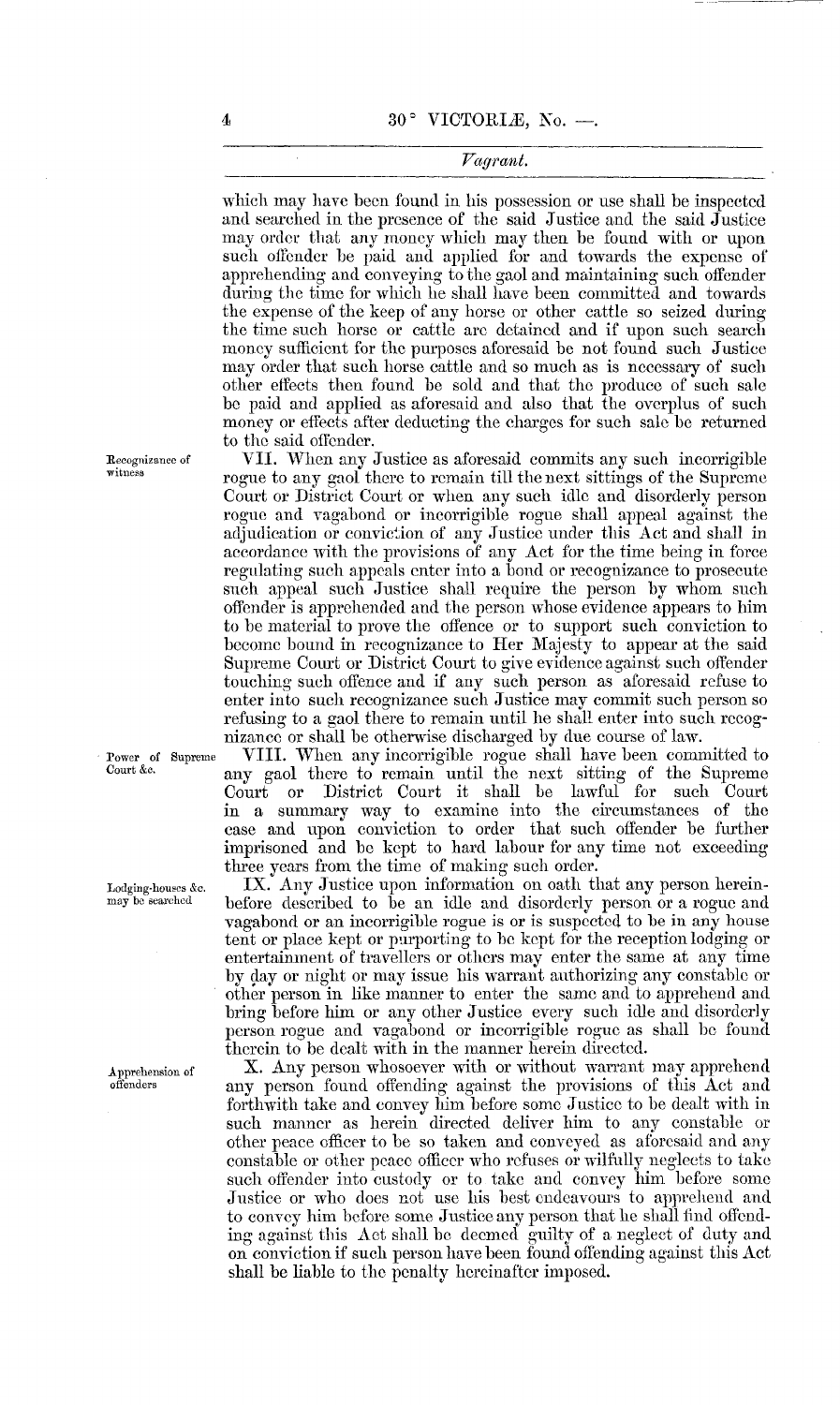which may have been found in his possession or use shall be inspected and searched in the presence of the said Justice and the said Justice may order that any money which may then be found with or upon such offender be paid and applied for and towards the expense of apprehending and conveying to the gaol and maintaining such offender during the time for which he shall have been committed and towards the expense of the keep of any horse or other cattle so seized during the time such horse or cattle are detained and if upon such search money sufficient for the purposes aforesaid be not found such Justice may order that such horse cattle and so much as is necessary of such other effects then found be sold and that the produce of such sale be paid and applied as aforesaid and also that the overplus of such money or effects after deducting the charges for such sale be returned to the said offender.

*Recognizance of witness*

VII. When any Justice as aforesaid commits any such incorrigible rogue to any gaol there to remain till the next sittings of the Supreme Court or District Court or when any such idle and disorderly person rogue and vagabond or incorrigible rogue shall appeal against the adjudication or conviction of any Justice under this Act and shall in accordance with the provisions of any Act for the time being in force regulating such appeals enter into a bond or recognizance to prosecute such appeal such Justice shall require the person by whom such offender is apprehended and the person whose evidence appears to him to be material to prove the offence or to support such conviction to become bound in recognizance to Her Majesty to appear at the said Supreme Court or District Court to give evidence against such offender touching such offence and if any such person as aforesaid refuse to enter into such recognizance such Justice may commit such person so refusing to a gaol there to remain until he shall enter into such recognizance or shall be otherwise discharged by due course of law.

*Power of Supreme Court &c.*

VIII. When any incorrigible rogue shall have been committed to any gaol there to remain until the next sitting of the Supreme Court or District Court it shall be lawful for such Court in a summary way to examine into the circumstances of the case and upon conviction to order that such offender be further imprisoned and be kept to hard labour for any time not exceeding three years from the time of making such order.

*Lodging-houses &c. may be searched*

IX. Any Justice upon information on oath that any person hereinbefore described to be an idle and disorderly person or a rogue and vagabond or an incorrigible rogue is or is suspected to be in any house tent or place kept or purporting to be kept for the reception lodging or entertainment of travellers or others may enter the same at any time by day or night or may issue his warrant authorizing any constable or other person in like manner to enter the same and to apprehend and bring before him or any other Justice every such idle and disorderly person rogue and vagabond or incorrigible rogue as shall be found therein to be dealt with in the manner herein directed.

*Apprehension of offenders*

X. Any person whosoever with or without warrant may apprehend any person found offending against the provisions of this Act and forthwith take and convey him before some Justice to be dealt with in such manner as herein directed deliver him to any constable or other peace officer to be so taken and conveyed as aforesaid and any constable or other peace officer who refuses or wilfully neglects to take such offender into custody or to take and convey him before some Justice or who does not use his best endeavours to apprehend and to convey him before some Justice any person that he shall find offending against this Act shall be deemed guilty of a neglect of duty and on conviction if such person have been found offending against this Act shall be liable to the penalty hereinafter imposed.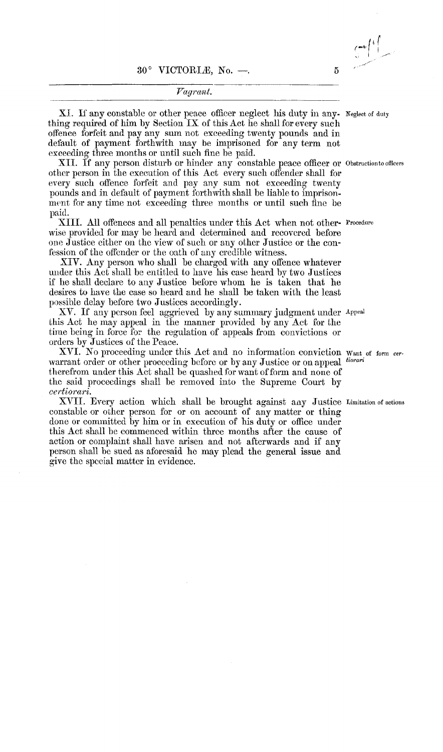XI. If any constable or other peace officer neglect his duty in anything required of him by Section IX of this Act he shall for every such offence forfeit and pay any sum not exceeding twenty pounds and in default of payment forthwith may be imprisoned for any term not exceeding three months or until such fine be paid. *Neglect of duty*

XII. If any person disturb or hinder any constable peace officer or other person in the execution of this Act every such offender shall for every such offence forfeit and pay any sum not exceeding twenty pounds and in default of payment forthwith shall be liable to imprisonment for any time not exceeding three months or until such fine be paid. *Obstruction to officers*

XIII. All offences and all penalties under this Act when not otherwise provided for may be heard and determined and recovered before one Justice either on the view of such or any other Justice or the confession of the offender or the oath of any credible witness. *Procedure*

XIV. Any person who shall be charged with any offence whatever under this Act shall be entitled to have his case heard by two Justices if he shall declare to any Justice before whom he is taken that he desires to have the case so heard and he shall be taken with the least possible delay before two Justices accordingly.

XV. If any person feel aggrieved by any summary judgment under this Act he may appeal in the manner provided by any Act for the time being in force for the regulation of appeals from convictions or orders by Justices of the Peace. *Appeal*

XVI. No proceeding under this Act and no information conviction warrant order or other proceeding before or by any Justice or on appeal therefrom under this Act shall be quashed for want of form and none of the said proceedings shall be removed into the Supreme Court by *certiorari*. *Want of form certiorari*

XVII. Every action which shall be brought against any Justice constable or other person for or on account of any matter or thing done or committed by him or in execution of his duty or office under this Act shall be commenced within three months after the cause of action or complaint shall have arisen and not afterwards and if any person shall be sued as aforesaid he may plead the general issue and give the special matter in evidence. *Limitation of actions*